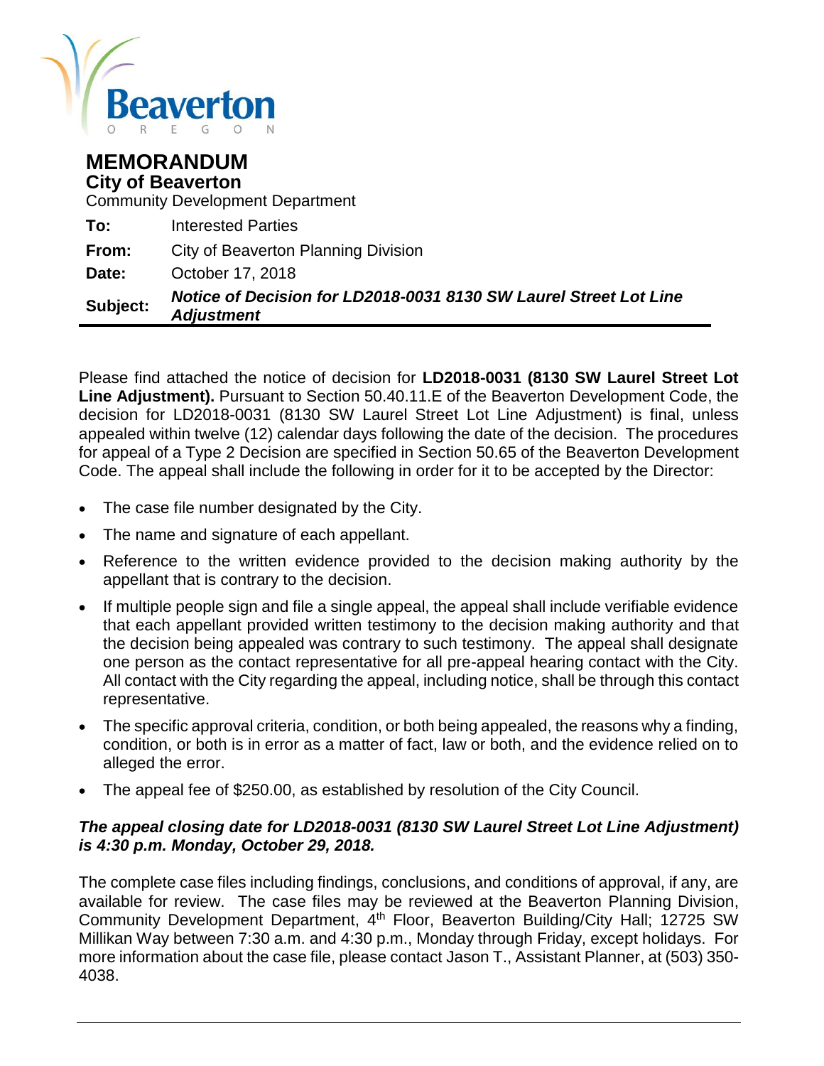Beaverton

OREGON

# MEMORANDUM

## City of Beaverton

Community Development Department

| | |
|---|---|
| **To:** | Interested Parties |
| **From:** | City of Beaverton Planning Division |
| **Date:** | October 17, 2018 |
| **Subject:** | ***Notice of Decision for LD2018-0031 8130 SW Laurel Street Lot Line Adjustment*** |

Please find attached the notice of decision for **LD2018-0031 (8130 SW Laurel Street Lot Line Adjustment).** Pursuant to Section 50.40.11.E of the Beaverton Development Code, the decision for LD2018-0031 (8130 SW Laurel Street Lot Line Adjustment) is final, unless appealed within twelve (12) calendar days following the date of the decision. The procedures for appeal of a Type 2 Decision are specified in Section 50.65 of the Beaverton Development Code. The appeal shall include the following in order for it to be accepted by the Director:

- The case file number designated by the City.
- The name and signature of each appellant.
- Reference to the written evidence provided to the decision making authority by the appellant that is contrary to the decision.
- If multiple people sign and file a single appeal, the appeal shall include verifiable evidence that each appellant provided written testimony to the decision making authority and that the decision being appealed was contrary to such testimony. The appeal shall designate one person as the contact representative for all pre-appeal hearing contact with the City. All contact with the City regarding the appeal, including notice, shall be through this contact representative.
- The specific approval criteria, condition, or both being appealed, the reasons why a finding, condition, or both is in error as a matter of fact, law or both, and the evidence relied on to alleged the error.
- The appeal fee of $250.00, as established by resolution of the City Council.

***The appeal closing date for LD2018-0031 (8130 SW Laurel Street Lot Line Adjustment) is 4:30 p.m. Monday, October 29, 2018.***

The complete case files including findings, conclusions, and conditions of approval, if any, are available for review. The case files may be reviewed at the Beaverton Planning Division, Community Development Department, 4th Floor, Beaverton Building/City Hall; 12725 SW Millikan Way between 7:30 a.m. and 4:30 p.m., Monday through Friday, except holidays. For more information about the case file, please contact Jason T., Assistant Planner, at (503) 350-4038.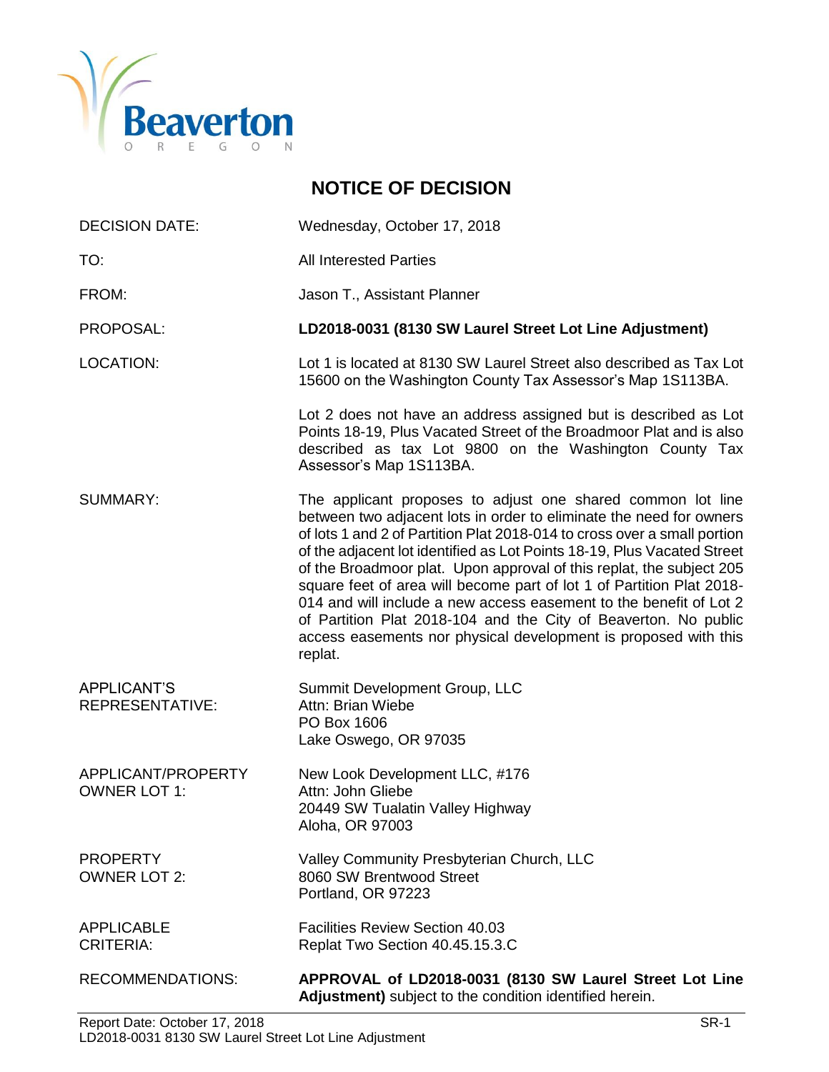Beaverton

OREGON

# NOTICE OF DECISION

| | |
|---|---|
| DECISION DATE: | Wednesday, October 17, 2018 |
| TO: | All Interested Parties |
| FROM: | Jason T., Assistant Planner |
| PROPOSAL: | **LD2018-0031 (8130 SW Laurel Street Lot Line Adjustment)** |
| LOCATION: | Lot 1 is located at 8130 SW Laurel Street also described as Tax Lot 15600 on the Washington County Tax Assessor's Map 1S113BA.<br><br>Lot 2 does not have an address assigned but is described as Lot Points 18-19, Plus Vacated Street of the Broadmoor Plat and is also described as tax Lot 9800 on the Washington County Tax Assessor's Map 1S113BA. |
| SUMMARY: | The applicant proposes to adjust one shared common lot line between two adjacent lots in order to eliminate the need for owners of lots 1 and 2 of Partition Plat 2018-014 to cross over a small portion of the adjacent lot identified as Lot Points 18-19, Plus Vacated Street of the Broadmoor plat. Upon approval of this replat, the subject 205 square feet of area will become part of lot 1 of Partition Plat 2018-014 and will include a new access easement to the benefit of Lot 2 of Partition Plat 2018-104 and the City of Beaverton. No public access easements nor physical development is proposed with this replat. |
| APPLICANT'S REPRESENTATIVE: | Summit Development Group, LLC<br>Attn: Brian Wiebe<br>PO Box 1606<br>Lake Oswego, OR 97035 |
| APPLICANT/PROPERTY OWNER LOT 1: | New Look Development LLC, #176<br>Attn: John Gliebe<br>20449 SW Tualatin Valley Highway<br>Aloha, OR 97003 |
| PROPERTY OWNER LOT 2: | Valley Community Presbyterian Church, LLC<br>8060 SW Brentwood Street<br>Portland, OR 97223 |
| APPLICABLE CRITERIA: | Facilities Review Section 40.03<br>Replat Two Section 40.45.15.3.C |
| RECOMMENDATIONS: | **APPROVAL of LD2018-0031 (8130 SW Laurel Street Lot Line Adjustment)** subject to the condition identified herein. |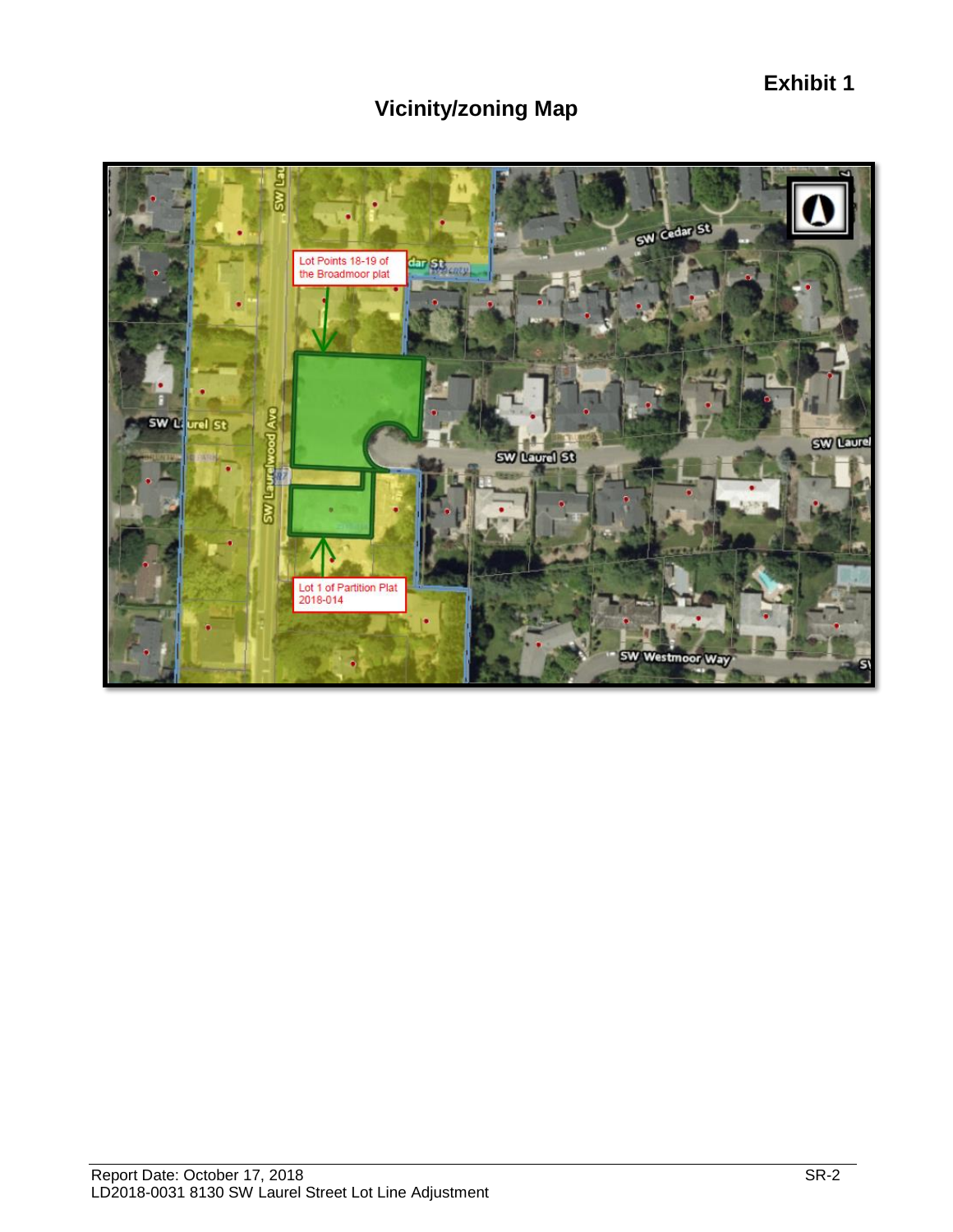**Exhibit 1**

# Vicinity/zoning Map

SW Cedar St

Lot Points 18-19 of the Broadmoor plat

SW Laurel St

SW Laurelwood Ave

SW Laurel St

SW Laurel

Lot 1 of Partition Plat 2018-014

SW Westmoor Way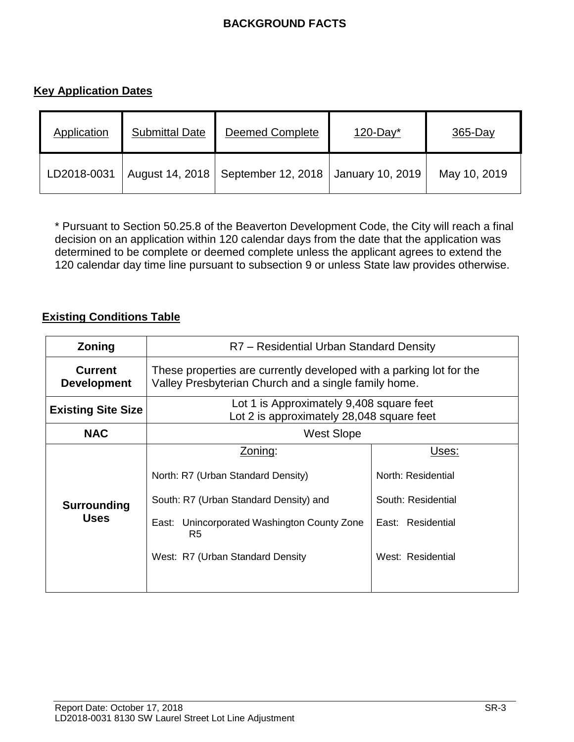# BACKGROUND FACTS

## Key Application Dates

| Application | Submittal Date | Deemed Complete | 120-Day* | 365-Day |
|---|---|---|---|---|
| LD2018-0031 | August 14, 2018 | September 12, 2018 | January 10, 2019 | May 10, 2019 |

* Pursuant to Section 50.25.8 of the Beaverton Development Code, the City will reach a final decision on an application within 120 calendar days from the date that the application was determined to be complete or deemed complete unless the applicant agrees to extend the 120 calendar day time line pursuant to subsection 9 or unless State law provides otherwise.

## Existing Conditions Table

| **Zoning** | R7 – Residential Urban Standard Density | |
|---|---|---|
| **Current Development** | These properties are currently developed with a parking lot for the Valley Presbyterian Church and a single family home. | |
| **Existing Site Size** | Lot 1 is Approximately 9,408 square feet<br>Lot 2 is approximately 28,048 square feet | |
| **NAC** | West Slope | |
| **Surrounding Uses** | Zoning:<br><br>North: R7 (Urban Standard Density)<br><br>South: R7 (Urban Standard Density) and<br><br>East: Unincorporated Washington County Zone R5<br><br>West: R7 (Urban Standard Density | Uses:<br><br>North: Residential<br><br>South: Residential<br><br>East: Residential<br><br>West: Residential |

Report Date: October 17, 2018
LD2018-0031 8130 SW Laurel Street Lot Line Adjustment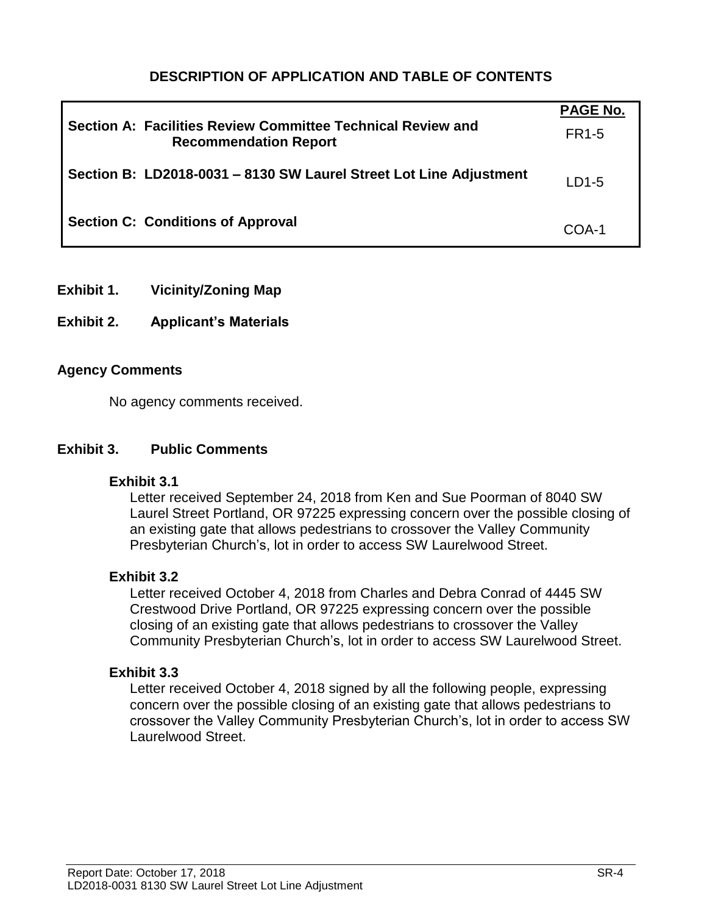## DESCRIPTION OF APPLICATION AND TABLE OF CONTENTS

| | PAGE No. |
|---|---|
| **Section A: Facilities Review Committee Technical Review and Recommendation Report** | FR1-5 |
| **Section B: LD2018-0031 – 8130 SW Laurel Street Lot Line Adjustment** | LD1-5 |
| **Section C: Conditions of Approval** | COA-1 |

**Exhibit 1. Vicinity/Zoning Map**

**Exhibit 2. Applicant's Materials**

**Agency Comments**

No agency comments received.

**Exhibit 3. Public Comments**

**Exhibit 3.1**
Letter received September 24, 2018 from Ken and Sue Poorman of 8040 SW Laurel Street Portland, OR 97225 expressing concern over the possible closing of an existing gate that allows pedestrians to crossover the Valley Community Presbyterian Church's, lot in order to access SW Laurelwood Street.

**Exhibit 3.2**
Letter received October 4, 2018 from Charles and Debra Conrad of 4445 SW Crestwood Drive Portland, OR 97225 expressing concern over the possible closing of an existing gate that allows pedestrians to crossover the Valley Community Presbyterian Church's, lot in order to access SW Laurelwood Street.

**Exhibit 3.3**
Letter received October 4, 2018 signed by all the following people, expressing concern over the possible closing of an existing gate that allows pedestrians to crossover the Valley Community Presbyterian Church's, lot in order to access SW Laurelwood Street.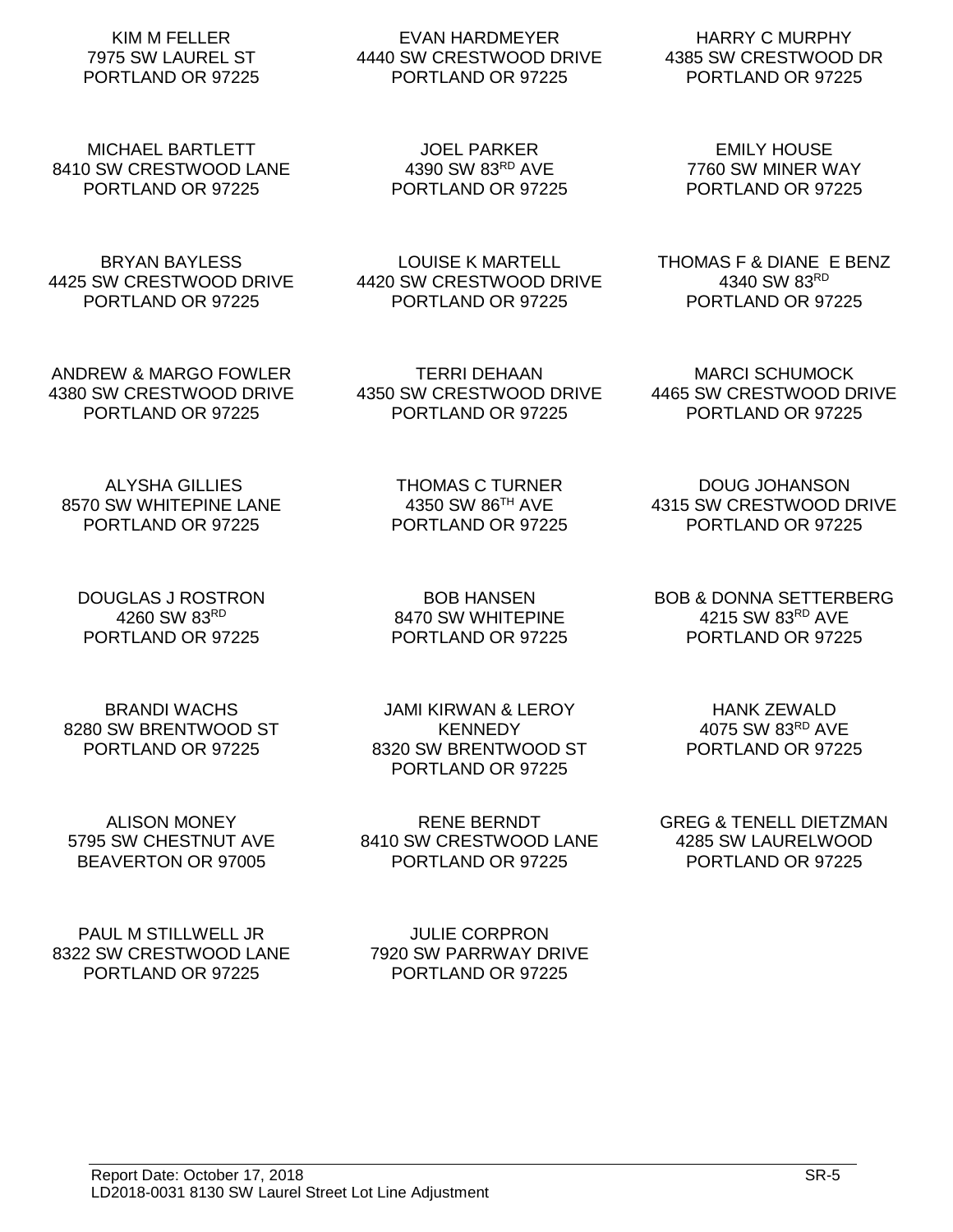KIM M FELLER
7975 SW LAUREL ST
PORTLAND OR 97225

EVAN HARDMEYER
4440 SW CRESTWOOD DRIVE
PORTLAND OR 97225

HARRY C MURPHY
4385 SW CRESTWOOD DR
PORTLAND OR 97225

MICHAEL BARTLETT
8410 SW CRESTWOOD LANE
PORTLAND OR 97225

JOEL PARKER
4390 SW 83RD AVE
PORTLAND OR 97225

EMILY HOUSE
7760 SW MINER WAY
PORTLAND OR 97225

BRYAN BAYLESS
4425 SW CRESTWOOD DRIVE
PORTLAND OR 97225

LOUISE K MARTELL
4420 SW CRESTWOOD DRIVE
PORTLAND OR 97225

THOMAS F & DIANE E BENZ
4340 SW 83RD
PORTLAND OR 97225

ANDREW & MARGO FOWLER
4380 SW CRESTWOOD DRIVE
PORTLAND OR 97225

TERRI DEHAAN
4350 SW CRESTWOOD DRIVE
PORTLAND OR 97225

MARCI SCHUMOCK
4465 SW CRESTWOOD DRIVE
PORTLAND OR 97225

ALYSHA GILLIES
8570 SW WHITEPINE LANE
PORTLAND OR 97225

THOMAS C TURNER
4350 SW 86TH AVE
PORTLAND OR 97225

DOUG JOHANSON
4315 SW CRESTWOOD DRIVE
PORTLAND OR 97225

DOUGLAS J ROSTRON
4260 SW 83RD
PORTLAND OR 97225

BOB HANSEN
8470 SW WHITEPINE
PORTLAND OR 97225

BOB & DONNA SETTERBERG
4215 SW 83RD AVE
PORTLAND OR 97225

BRANDI WACHS
8280 SW BRENTWOOD ST
PORTLAND OR 97225

JAMI KIRWAN & LEROY KENNEDY
8320 SW BRENTWOOD ST
PORTLAND OR 97225

HANK ZEWALD
4075 SW 83RD AVE
PORTLAND OR 97225

ALISON MONEY
5795 SW CHESTNUT AVE
BEAVERTON OR 97005

RENE BERNDT
8410 SW CRESTWOOD LANE
PORTLAND OR 97225

GREG & TENELL DIETZMAN
4285 SW LAURELWOOD
PORTLAND OR 97225

PAUL M STILLWELL JR
8322 SW CRESTWOOD LANE
PORTLAND OR 97225

JULIE CORPRON
7920 SW PARRWAY DRIVE
PORTLAND OR 97225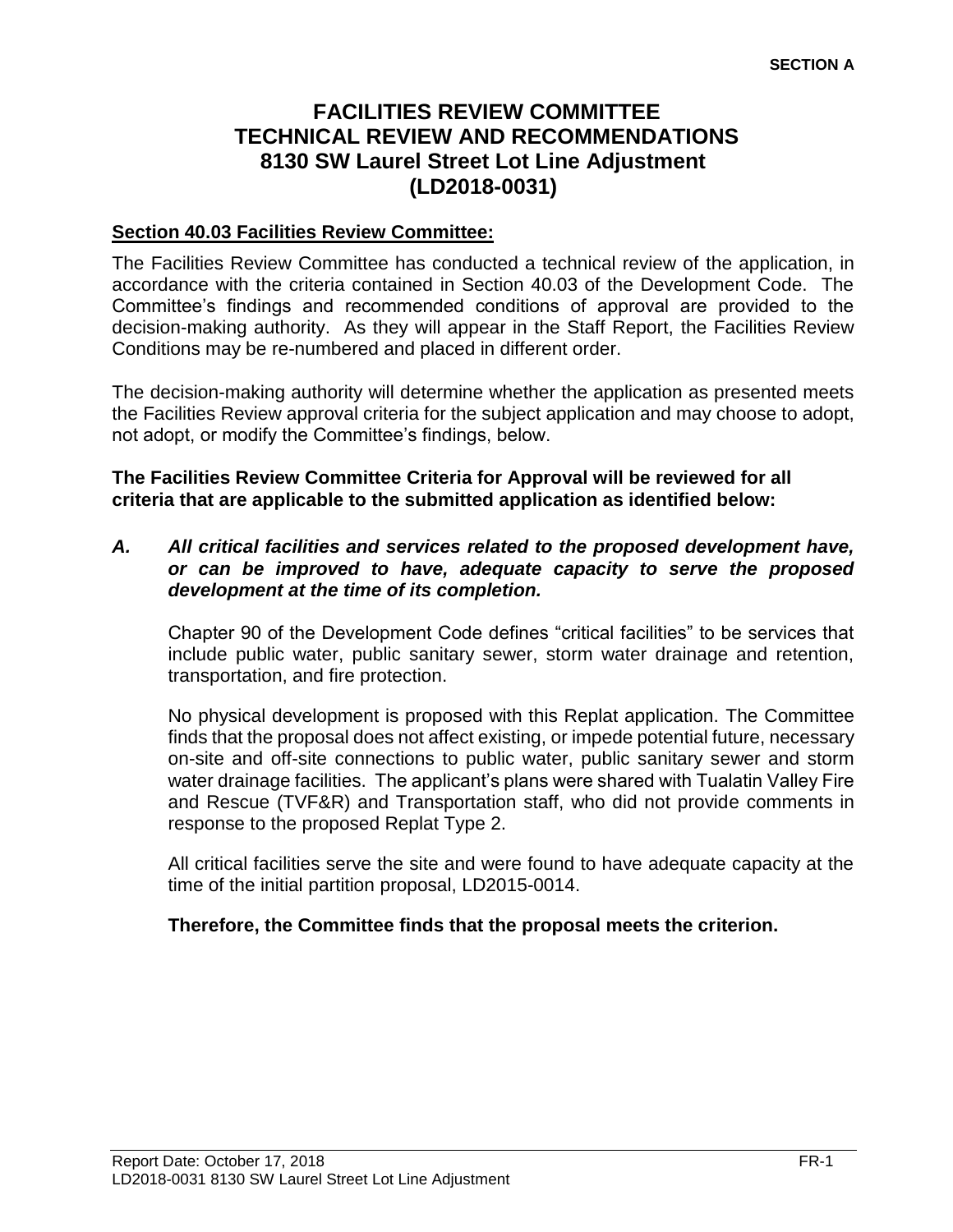**SECTION A**

# FACILITIES REVIEW COMMITTEE TECHNICAL REVIEW AND RECOMMENDATIONS 8130 SW Laurel Street Lot Line Adjustment (LD2018-0031)

**Section 40.03 Facilities Review Committee:**

The Facilities Review Committee has conducted a technical review of the application, in accordance with the criteria contained in Section 40.03 of the Development Code. The Committee's findings and recommended conditions of approval are provided to the decision-making authority. As they will appear in the Staff Report, the Facilities Review Conditions may be re-numbered and placed in different order.

The decision-making authority will determine whether the application as presented meets the Facilities Review approval criteria for the subject application and may choose to adopt, not adopt, or modify the Committee's findings, below.

**The Facilities Review Committee Criteria for Approval will be reviewed for all criteria that are applicable to the submitted application as identified below:**

***A. All critical facilities and services related to the proposed development have, or can be improved to have, adequate capacity to serve the proposed development at the time of its completion.***

Chapter 90 of the Development Code defines "critical facilities" to be services that include public water, public sanitary sewer, storm water drainage and retention, transportation, and fire protection.

No physical development is proposed with this Replat application. The Committee finds that the proposal does not affect existing, or impede potential future, necessary on-site and off-site connections to public water, public sanitary sewer and storm water drainage facilities. The applicant's plans were shared with Tualatin Valley Fire and Rescue (TVF&R) and Transportation staff, who did not provide comments in response to the proposed Replat Type 2.

All critical facilities serve the site and were found to have adequate capacity at the time of the initial partition proposal, LD2015-0014.

**Therefore, the Committee finds that the proposal meets the criterion.**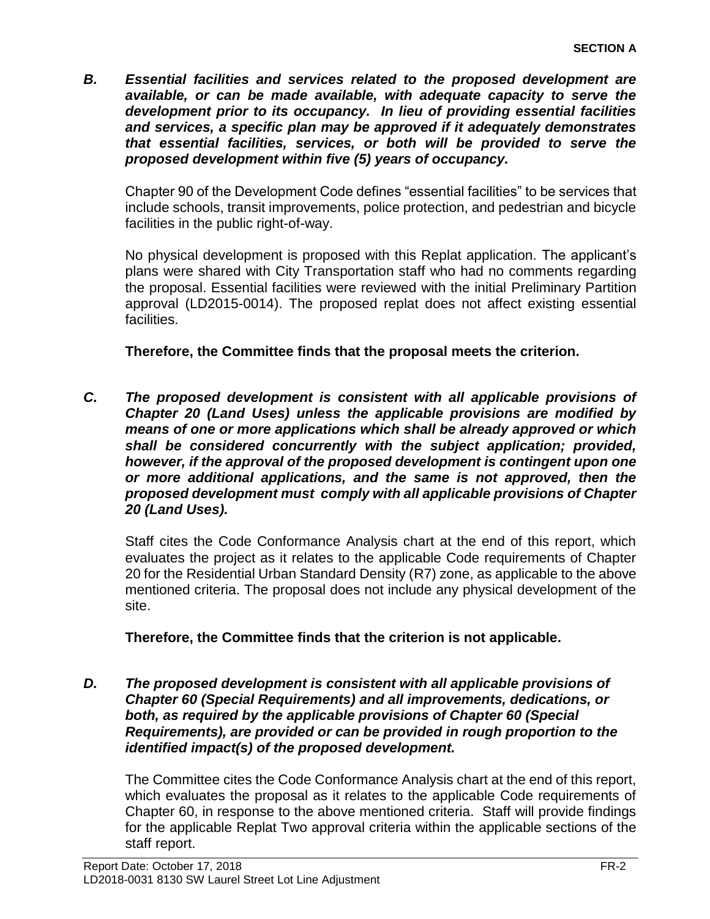***B. Essential facilities and services related to the proposed development are available, or can be made available, with adequate capacity to serve the development prior to its occupancy. In lieu of providing essential facilities and services, a specific plan may be approved if it adequately demonstrates that essential facilities, services, or both will be provided to serve the proposed development within five (5) years of occupancy.***

Chapter 90 of the Development Code defines "essential facilities" to be services that include schools, transit improvements, police protection, and pedestrian and bicycle facilities in the public right-of-way.

No physical development is proposed with this Replat application. The applicant's plans were shared with City Transportation staff who had no comments regarding the proposal. Essential facilities were reviewed with the initial Preliminary Partition approval (LD2015-0014). The proposed replat does not affect existing essential facilities.

**Therefore, the Committee finds that the proposal meets the criterion.**

***C. The proposed development is consistent with all applicable provisions of Chapter 20 (Land Uses) unless the applicable provisions are modified by means of one or more applications which shall be already approved or which shall be considered concurrently with the subject application; provided, however, if the approval of the proposed development is contingent upon one or more additional applications, and the same is not approved, then the proposed development must comply with all applicable provisions of Chapter 20 (Land Uses).***

Staff cites the Code Conformance Analysis chart at the end of this report, which evaluates the project as it relates to the applicable Code requirements of Chapter 20 for the Residential Urban Standard Density (R7) zone, as applicable to the above mentioned criteria. The proposal does not include any physical development of the site.

**Therefore, the Committee finds that the criterion is not applicable.**

***D. The proposed development is consistent with all applicable provisions of Chapter 60 (Special Requirements) and all improvements, dedications, or both, as required by the applicable provisions of Chapter 60 (Special Requirements), are provided or can be provided in rough proportion to the identified impact(s) of the proposed development.***

The Committee cites the Code Conformance Analysis chart at the end of this report, which evaluates the proposal as it relates to the applicable Code requirements of Chapter 60, in response to the above mentioned criteria. Staff will provide findings for the applicable Replat Two approval criteria within the applicable sections of the staff report.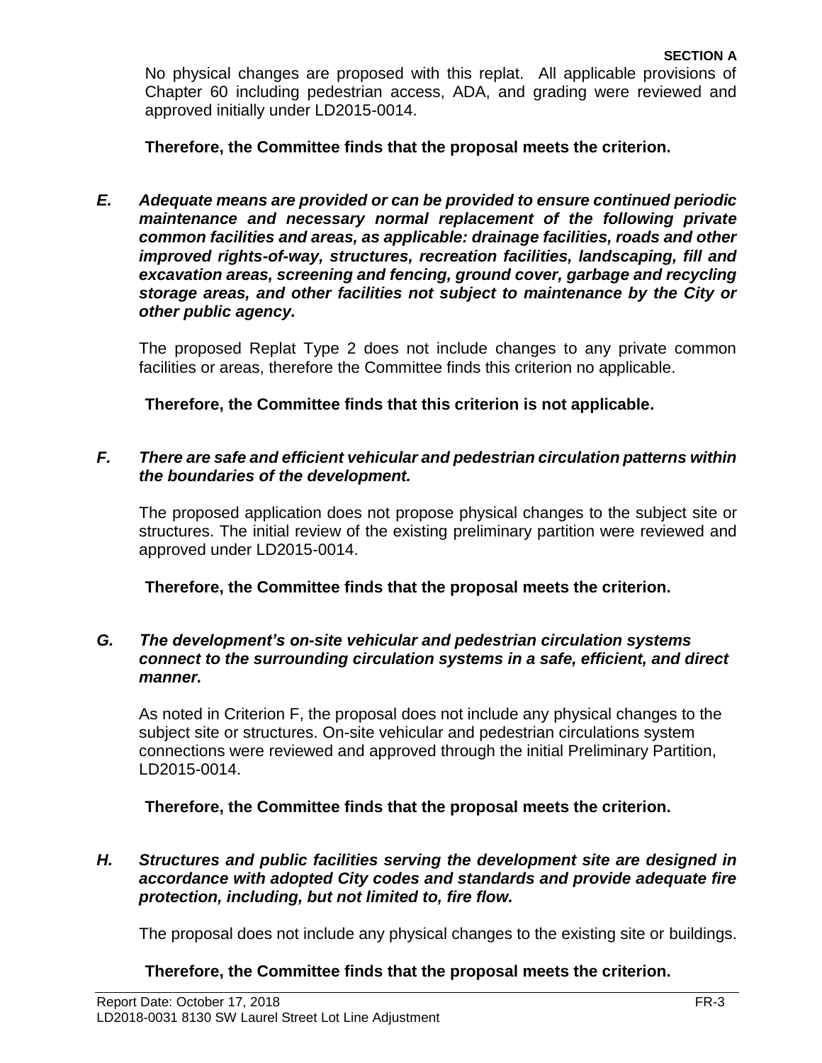No physical changes are proposed with this replat. All applicable provisions of Chapter 60 including pedestrian access, ADA, and grading were reviewed and approved initially under LD2015-0014.

**Therefore, the Committee finds that the proposal meets the criterion.**

***E. Adequate means are provided or can be provided to ensure continued periodic maintenance and necessary normal replacement of the following private common facilities and areas, as applicable: drainage facilities, roads and other improved rights-of-way, structures, recreation facilities, landscaping, fill and excavation areas, screening and fencing, ground cover, garbage and recycling storage areas, and other facilities not subject to maintenance by the City or other public agency.***

The proposed Replat Type 2 does not include changes to any private common facilities or areas, therefore the Committee finds this criterion no applicable.

**Therefore, the Committee finds that this criterion is not applicable.**

***F. There are safe and efficient vehicular and pedestrian circulation patterns within the boundaries of the development.***

The proposed application does not propose physical changes to the subject site or structures. The initial review of the existing preliminary partition were reviewed and approved under LD2015-0014.

**Therefore, the Committee finds that the proposal meets the criterion.**

***G. The development's on-site vehicular and pedestrian circulation systems connect to the surrounding circulation systems in a safe, efficient, and direct manner.***

As noted in Criterion F, the proposal does not include any physical changes to the subject site or structures. On-site vehicular and pedestrian circulations system connections were reviewed and approved through the initial Preliminary Partition, LD2015-0014.

**Therefore, the Committee finds that the proposal meets the criterion.**

***H. Structures and public facilities serving the development site are designed in accordance with adopted City codes and standards and provide adequate fire protection, including, but not limited to, fire flow.***

The proposal does not include any physical changes to the existing site or buildings.

**Therefore, the Committee finds that the proposal meets the criterion.**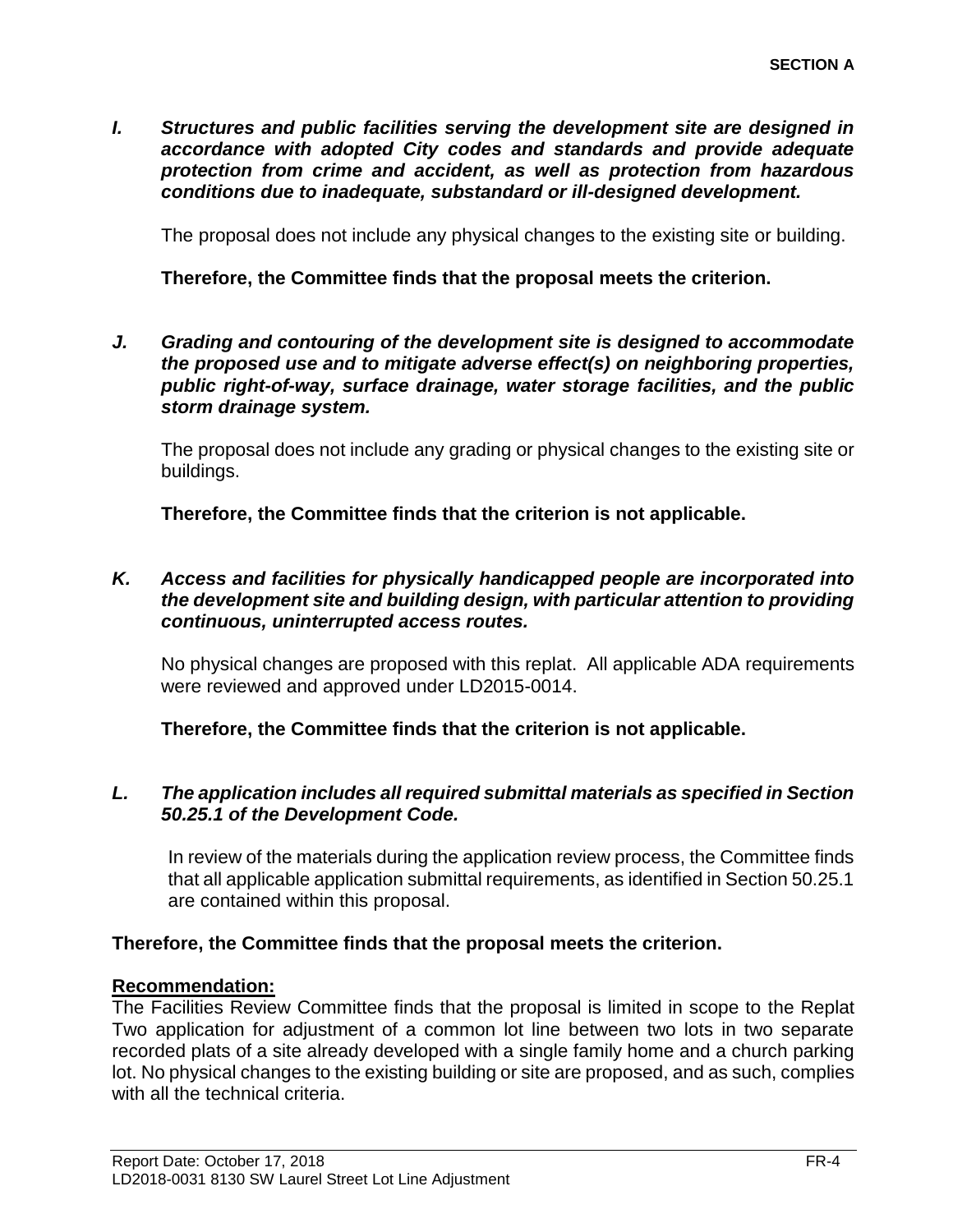***I. Structures and public facilities serving the development site are designed in accordance with adopted City codes and standards and provide adequate protection from crime and accident, as well as protection from hazardous conditions due to inadequate, substandard or ill-designed development.***

The proposal does not include any physical changes to the existing site or building.

**Therefore, the Committee finds that the proposal meets the criterion.**

***J. Grading and contouring of the development site is designed to accommodate the proposed use and to mitigate adverse effect(s) on neighboring properties, public right-of-way, surface drainage, water storage facilities, and the public storm drainage system.***

The proposal does not include any grading or physical changes to the existing site or buildings.

**Therefore, the Committee finds that the criterion is not applicable.**

***K. Access and facilities for physically handicapped people are incorporated into the development site and building design, with particular attention to providing continuous, uninterrupted access routes.***

No physical changes are proposed with this replat. All applicable ADA requirements were reviewed and approved under LD2015-0014.

**Therefore, the Committee finds that the criterion is not applicable.**

***L. The application includes all required submittal materials as specified in Section 50.25.1 of the Development Code.***

In review of the materials during the application review process, the Committee finds that all applicable application submittal requirements, as identified in Section 50.25.1 are contained within this proposal.

**Therefore, the Committee finds that the proposal meets the criterion.**

**Recommendation:**

The Facilities Review Committee finds that the proposal is limited in scope to the Replat Two application for adjustment of a common lot line between two lots in two separate recorded plats of a site already developed with a single family home and a church parking lot. No physical changes to the existing building or site are proposed, and as such, complies with all the technical criteria.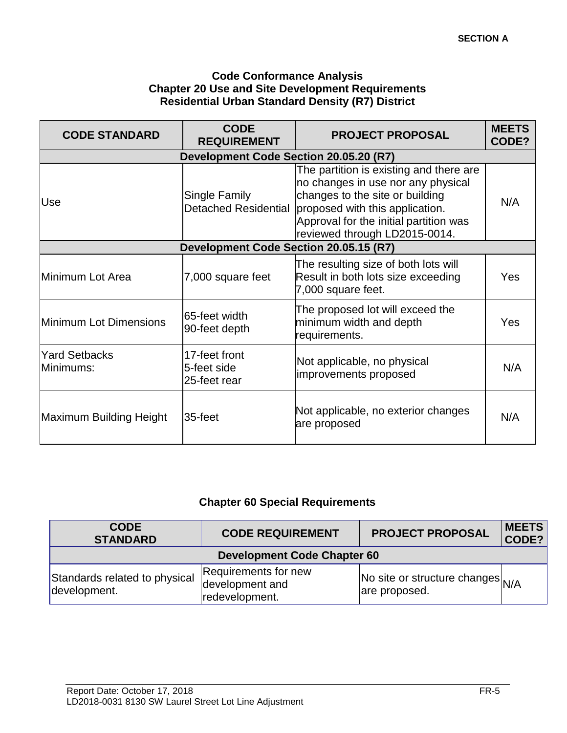**SECTION A**

### Code Conformance Analysis
### Chapter 20 Use and Site Development Requirements
### Residential Urban Standard Density (R7) District

| CODE STANDARD | CODE REQUIREMENT | PROJECT PROPOSAL | MEETS CODE? |
|---|---|---|---|
| **Development Code Section 20.05.20 (R7)** | | | |
| Use | Single Family Detached Residential | The partition is existing and there are no changes in use nor any physical changes to the site or building proposed with this application. Approval for the initial partition was reviewed through LD2015-0014. | N/A |
| **Development Code Section 20.05.15 (R7)** | | | |
| Minimum Lot Area | 7,000 square feet | The resulting size of both lots will Result in both lots size exceeding 7,000 square feet. | Yes |
| Minimum Lot Dimensions | 65-feet width<br>90-feet depth | The proposed lot will exceed the minimum width and depth requirements. | Yes |
| Yard Setbacks Minimums: | 17-feet front<br>5-feet side<br>25-feet rear | Not applicable, no physical improvements proposed | N/A |
| Maximum Building Height | 35-feet | Not applicable, no exterior changes are proposed | N/A |

### Chapter 60 Special Requirements

| CODE STANDARD | CODE REQUIREMENT | PROJECT PROPOSAL | MEETS CODE? |
|---|---|---|---|
| **Development Code Chapter 60** | | | |
| Standards related to physical development. | Requirements for new development and redevelopment. | No site or structure changes are proposed. | N/A |

Report Date: October 17, 2018
LD2018-0031 8130 SW Laurel Street Lot Line Adjustment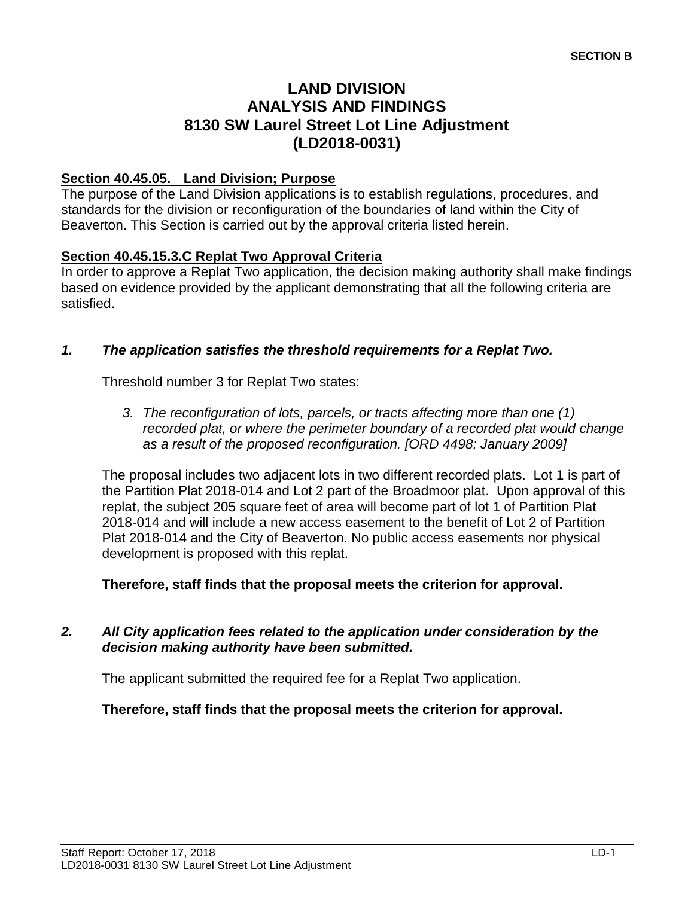SECTION B

# LAND DIVISION
# ANALYSIS AND FINDINGS
# 8130 SW Laurel Street Lot Line Adjustment
# (LD2018-0031)

**Section 40.45.05. Land Division; Purpose**

The purpose of the Land Division applications is to establish regulations, procedures, and standards for the division or reconfiguration of the boundaries of land within the City of Beaverton. This Section is carried out by the approval criteria listed herein.

**Section 40.45.15.3.C Replat Two Approval Criteria**

In order to approve a Replat Two application, the decision making authority shall make findings based on evidence provided by the applicant demonstrating that all the following criteria are satisfied.

***1. The application satisfies the threshold requirements for a Replat Two.***

Threshold number 3 for Replat Two states:

*3. The reconfiguration of lots, parcels, or tracts affecting more than one (1) recorded plat, or where the perimeter boundary of a recorded plat would change as a result of the proposed reconfiguration. [ORD 4498; January 2009]*

The proposal includes two adjacent lots in two different recorded plats. Lot 1 is part of the Partition Plat 2018-014 and Lot 2 part of the Broadmoor plat. Upon approval of this replat, the subject 205 square feet of area will become part of lot 1 of Partition Plat 2018-014 and will include a new access easement to the benefit of Lot 2 of Partition Plat 2018-014 and the City of Beaverton. No public access easements nor physical development is proposed with this replat.

**Therefore, staff finds that the proposal meets the criterion for approval.**

***2. All City application fees related to the application under consideration by the decision making authority have been submitted.***

The applicant submitted the required fee for a Replat Two application.

**Therefore, staff finds that the proposal meets the criterion for approval.**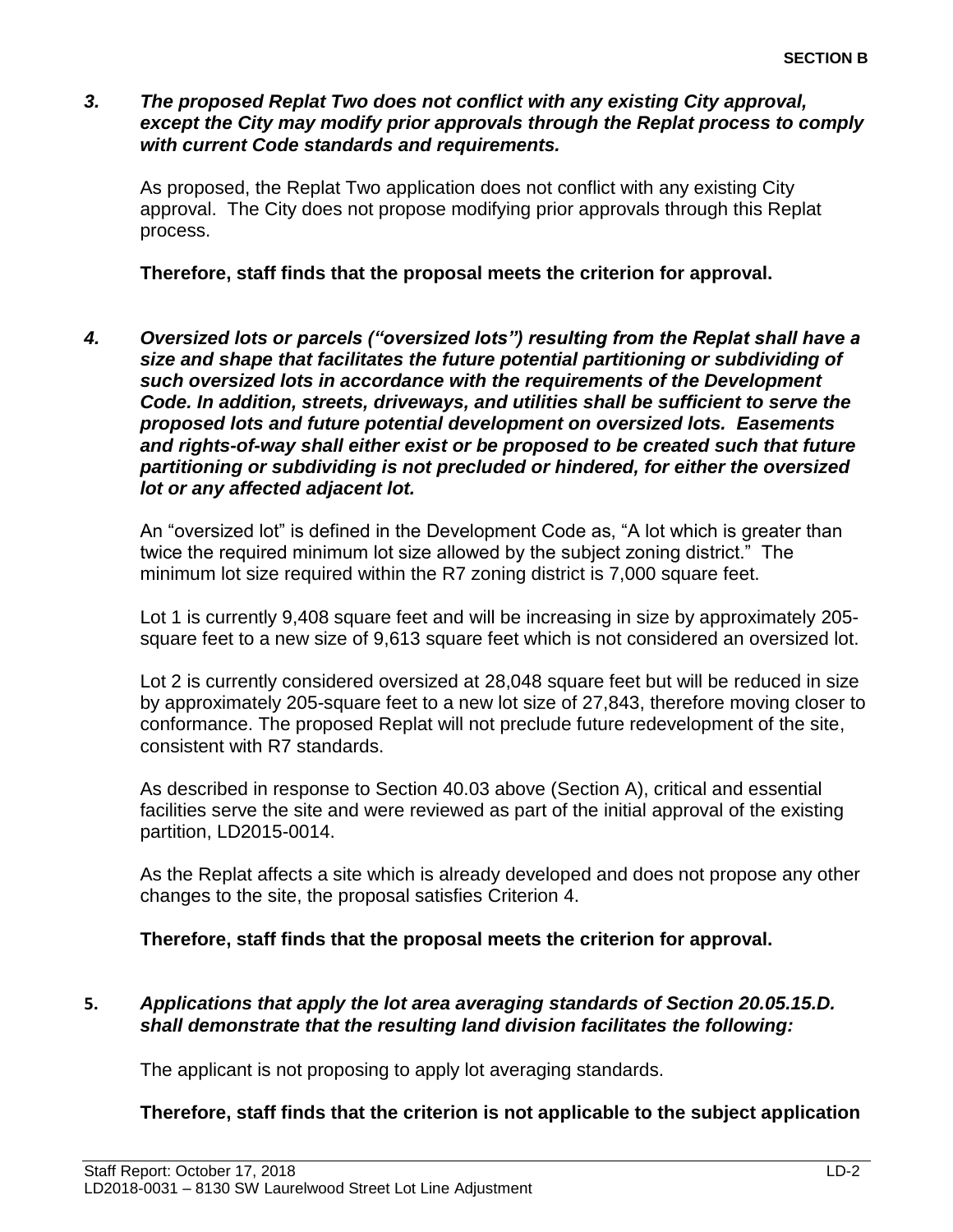***3. The proposed Replat Two does not conflict with any existing City approval, except the City may modify prior approvals through the Replat process to comply with current Code standards and requirements.***

As proposed, the Replat Two application does not conflict with any existing City approval. The City does not propose modifying prior approvals through this Replat process.

**Therefore, staff finds that the proposal meets the criterion for approval.**

***4. Oversized lots or parcels ("oversized lots") resulting from the Replat shall have a size and shape that facilitates the future potential partitioning or subdividing of such oversized lots in accordance with the requirements of the Development Code. In addition, streets, driveways, and utilities shall be sufficient to serve the proposed lots and future potential development on oversized lots. Easements and rights-of-way shall either exist or be proposed to be created such that future partitioning or subdividing is not precluded or hindered, for either the oversized lot or any affected adjacent lot.***

An "oversized lot" is defined in the Development Code as, "A lot which is greater than twice the required minimum lot size allowed by the subject zoning district." The minimum lot size required within the R7 zoning district is 7,000 square feet.

Lot 1 is currently 9,408 square feet and will be increasing in size by approximately 205-square feet to a new size of 9,613 square feet which is not considered an oversized lot.

Lot 2 is currently considered oversized at 28,048 square feet but will be reduced in size by approximately 205-square feet to a new lot size of 27,843, therefore moving closer to conformance. The proposed Replat will not preclude future redevelopment of the site, consistent with R7 standards.

As described in response to Section 40.03 above (Section A), critical and essential facilities serve the site and were reviewed as part of the initial approval of the existing partition, LD2015-0014.

As the Replat affects a site which is already developed and does not propose any other changes to the site, the proposal satisfies Criterion 4.

**Therefore, staff finds that the proposal meets the criterion for approval.**

**5.** ***Applications that apply the lot area averaging standards of Section 20.05.15.D. shall demonstrate that the resulting land division facilitates the following:***

The applicant is not proposing to apply lot averaging standards.

**Therefore, staff finds that the criterion is not applicable to the subject application**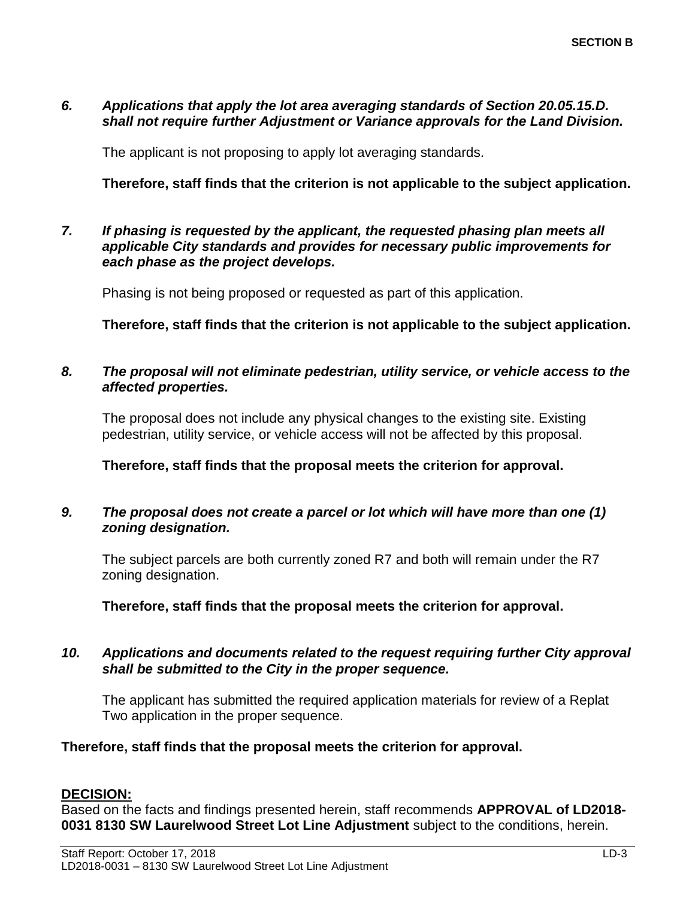*6. Applications that apply the lot area averaging standards of Section 20.05.15.D. shall not require further Adjustment or Variance approvals for the Land Division.*

The applicant is not proposing to apply lot averaging standards.

**Therefore, staff finds that the criterion is not applicable to the subject application.**

*7. If phasing is requested by the applicant, the requested phasing plan meets all applicable City standards and provides for necessary public improvements for each phase as the project develops.*

Phasing is not being proposed or requested as part of this application.

**Therefore, staff finds that the criterion is not applicable to the subject application.**

*8. The proposal will not eliminate pedestrian, utility service, or vehicle access to the affected properties.*

The proposal does not include any physical changes to the existing site. Existing pedestrian, utility service, or vehicle access will not be affected by this proposal.

**Therefore, staff finds that the proposal meets the criterion for approval.**

*9. The proposal does not create a parcel or lot which will have more than one (1) zoning designation.*

The subject parcels are both currently zoned R7 and both will remain under the R7 zoning designation.

**Therefore, staff finds that the proposal meets the criterion for approval.**

*10. Applications and documents related to the request requiring further City approval shall be submitted to the City in the proper sequence.*

The applicant has submitted the required application materials for review of a Replat Two application in the proper sequence.

**Therefore, staff finds that the proposal meets the criterion for approval.**

## DECISION:

Based on the facts and findings presented herein, staff recommends **APPROVAL of LD2018-0031 8130 SW Laurelwood Street Lot Line Adjustment** subject to the conditions, herein.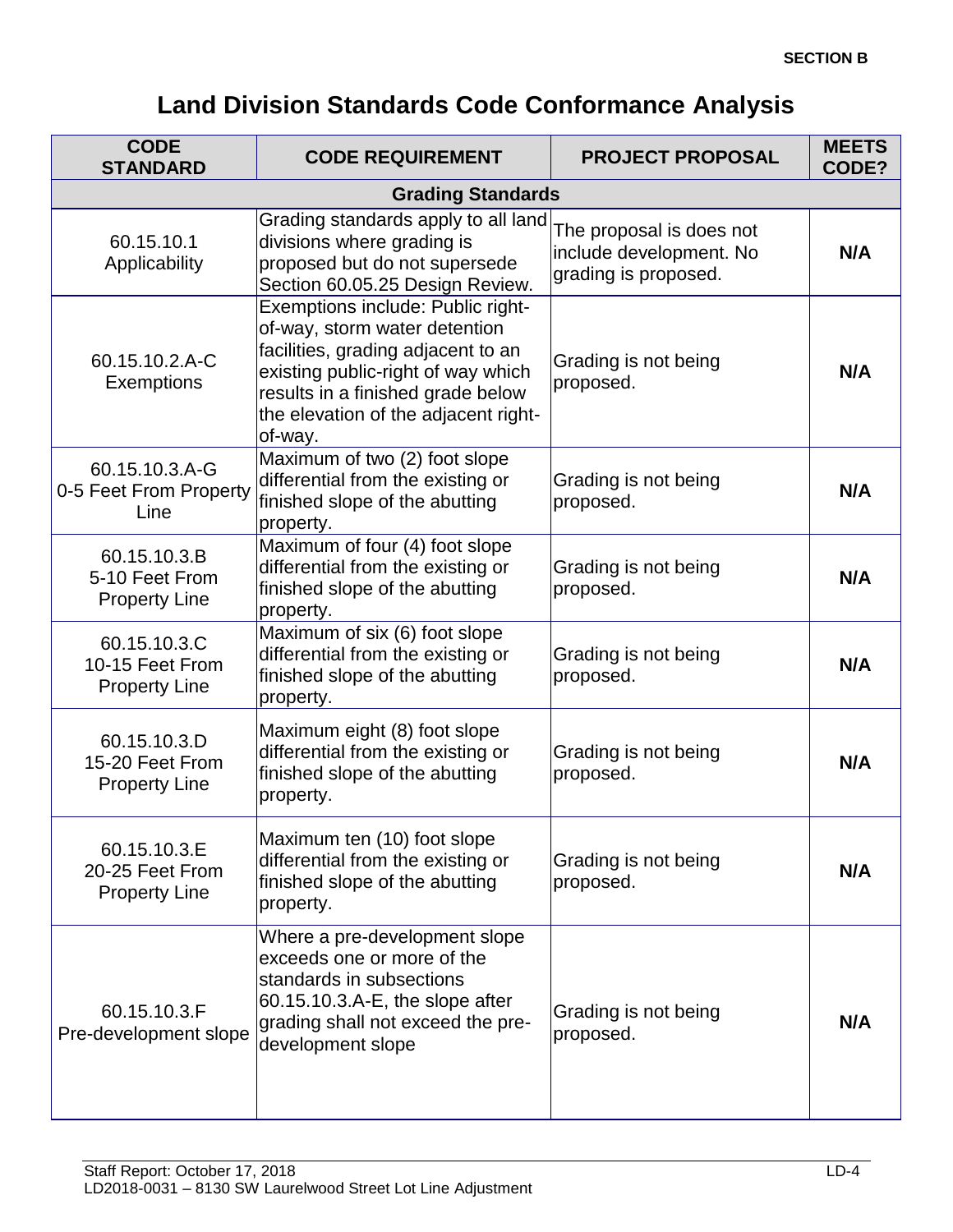SECTION B

# Land Division Standards Code Conformance Analysis

| CODE STANDARD | CODE REQUIREMENT | PROJECT PROPOSAL | MEETS CODE? |
|---|---|---|---|
| **Grading Standards** | | | |
| 60.15.10.1 Applicability | Grading standards apply to all land divisions where grading is proposed but do not supersede Section 60.05.25 Design Review. | The proposal is does not include development. No grading is proposed. | **N/A** |
| 60.15.10.2.A-C Exemptions | Exemptions include: Public right-of-way, storm water detention facilities, grading adjacent to an existing public-right of way which results in a finished grade below the elevation of the adjacent right-of-way. | Grading is not being proposed. | **N/A** |
| 60.15.10.3.A-G 0-5 Feet From Property Line | Maximum of two (2) foot slope differential from the existing or finished slope of the abutting property. | Grading is not being proposed. | **N/A** |
| 60.15.10.3.B 5-10 Feet From Property Line | Maximum of four (4) foot slope differential from the existing or finished slope of the abutting property. | Grading is not being proposed. | **N/A** |
| 60.15.10.3.C 10-15 Feet From Property Line | Maximum of six (6) foot slope differential from the existing or finished slope of the abutting property. | Grading is not being proposed. | **N/A** |
| 60.15.10.3.D 15-20 Feet From Property Line | Maximum eight (8) foot slope differential from the existing or finished slope of the abutting property. | Grading is not being proposed. | **N/A** |
| 60.15.10.3.E 20-25 Feet From Property Line | Maximum ten (10) foot slope differential from the existing or finished slope of the abutting property. | Grading is not being proposed. | **N/A** |
| 60.15.10.3.F Pre-development slope | Where a pre-development slope exceeds one or more of the standards in subsections 60.15.10.3.A-E, the slope after grading shall not exceed the pre-development slope | Grading is not being proposed. | **N/A** |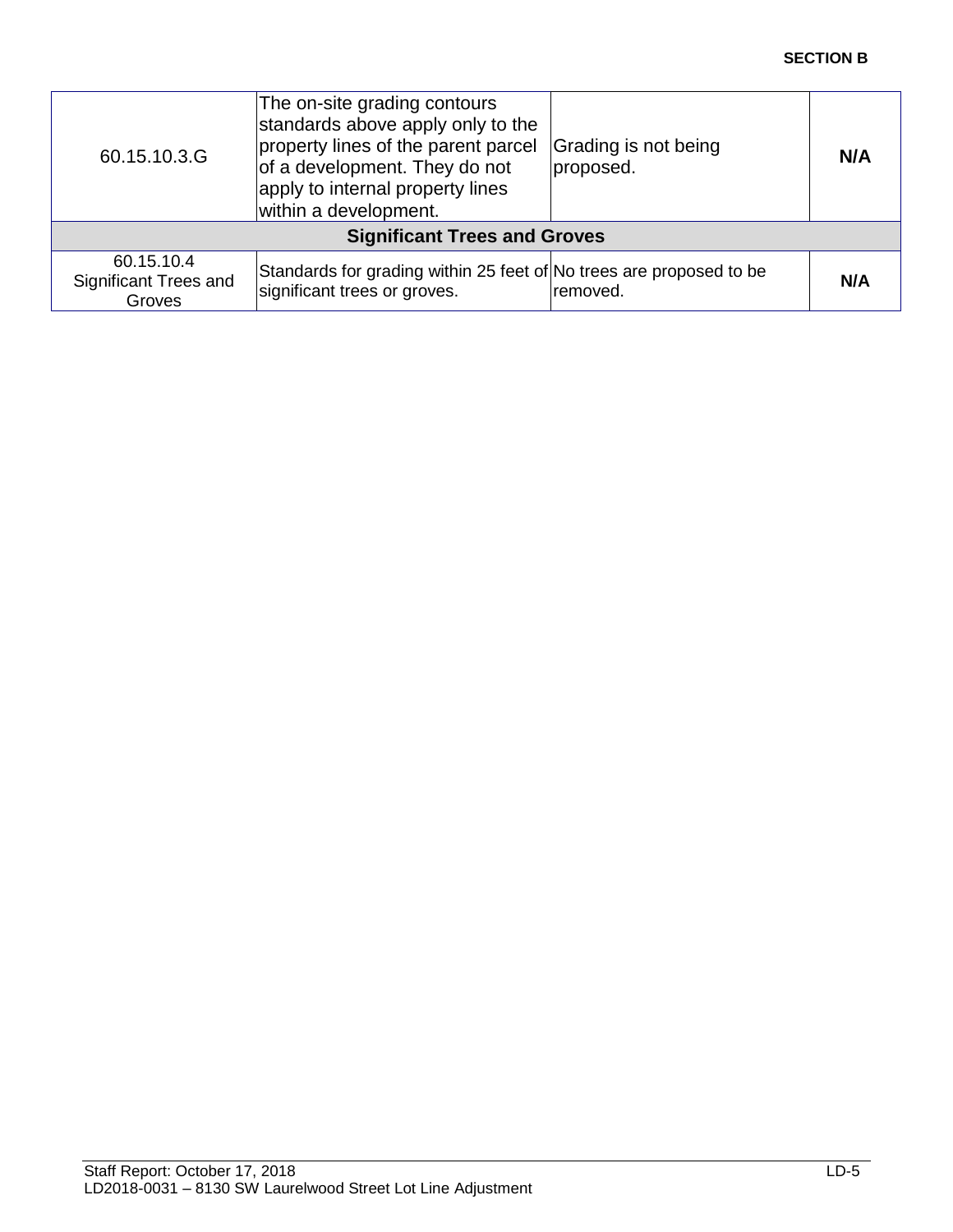| | | | |
|---|---|---|---|
| 60.15.10.3.G | The on-site grading contours standards above apply only to the property lines of the parent parcel of a development. They do not apply to internal property lines within a development. | Grading is not being proposed. | **N/A** |
| **Significant Trees and Groves** | | | |
| 60.15.10.4 Significant Trees and Groves | Standards for grading within 25 feet of significant trees or groves. | No trees are proposed to be removed. | **N/A** |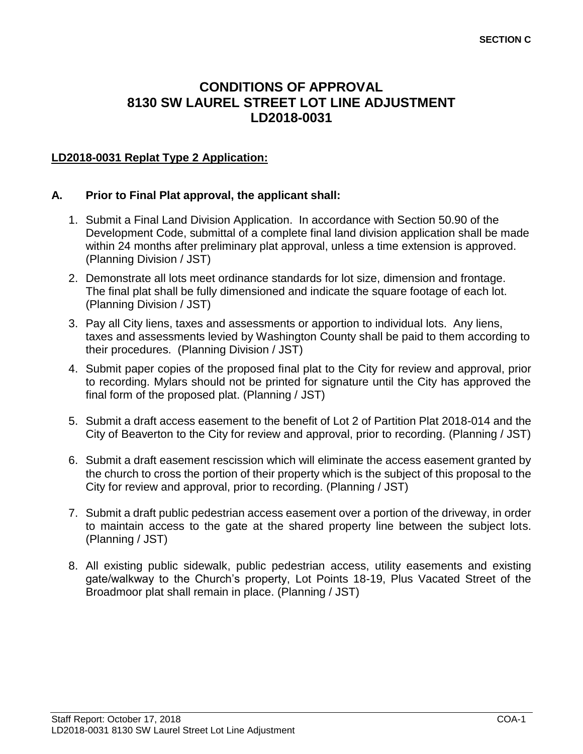**SECTION C**

# CONDITIONS OF APPROVAL
# 8130 SW LAUREL STREET LOT LINE ADJUSTMENT
# LD2018-0031

**<u>LD2018-0031 Replat Type 2 Application:</u>**

## A. Prior to Final Plat approval, the applicant shall:

1. Submit a Final Land Division Application. In accordance with Section 50.90 of the Development Code, submittal of a complete final land division application shall be made within 24 months after preliminary plat approval, unless a time extension is approved. (Planning Division / JST)
2. Demonstrate all lots meet ordinance standards for lot size, dimension and frontage. The final plat shall be fully dimensioned and indicate the square footage of each lot. (Planning Division / JST)
3. Pay all City liens, taxes and assessments or apportion to individual lots. Any liens, taxes and assessments levied by Washington County shall be paid to them according to their procedures. (Planning Division / JST)
4. Submit paper copies of the proposed final plat to the City for review and approval, prior to recording. Mylars should not be printed for signature until the City has approved the final form of the proposed plat. (Planning / JST)
5. Submit a draft access easement to the benefit of Lot 2 of Partition Plat 2018-014 and the City of Beaverton to the City for review and approval, prior to recording. (Planning / JST)
6. Submit a draft easement rescission which will eliminate the access easement granted by the church to cross the portion of their property which is the subject of this proposal to the City for review and approval, prior to recording. (Planning / JST)
7. Submit a draft public pedestrian access easement over a portion of the driveway, in order to maintain access to the gate at the shared property line between the subject lots. (Planning / JST)
8. All existing public sidewalk, public pedestrian access, utility easements and existing gate/walkway to the Church's property, Lot Points 18-19, Plus Vacated Street of the Broadmoor plat shall remain in place. (Planning / JST)